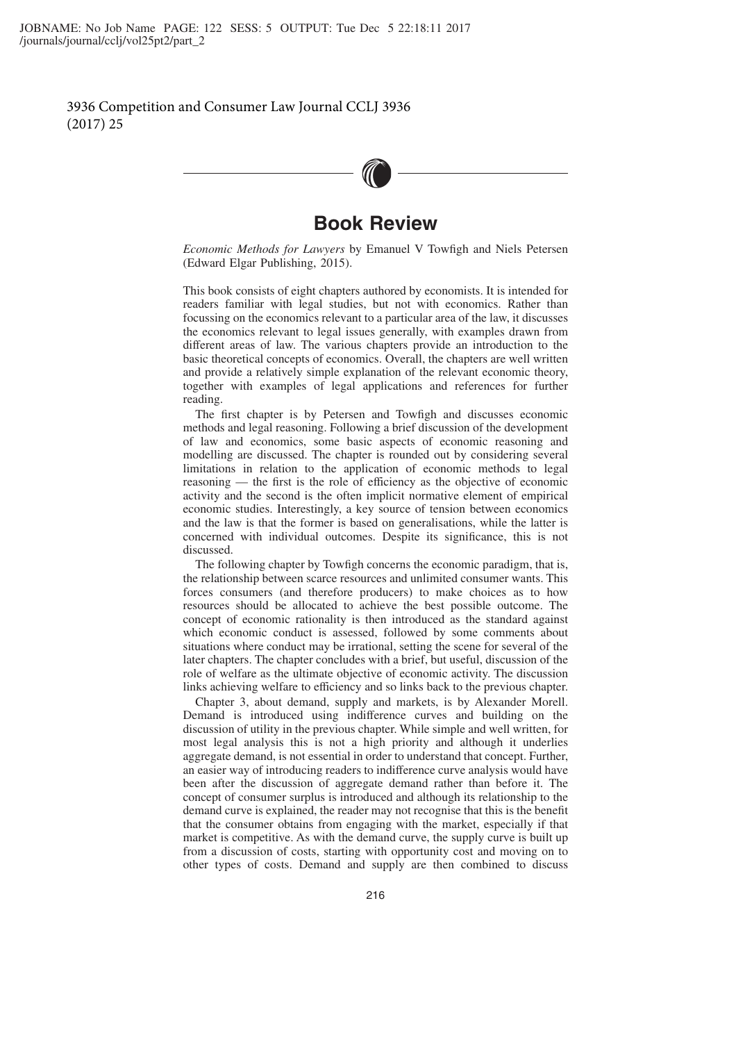# Book Review

*Economic Methods for Lawyers* by Emanuel V Towfigh and Niels Petersen (Edward Elgar Publishing, 2015).

This book consists of eight chapters authored by economists. It is intended for readers familiar with legal studies, but not with economics. Rather than focussing on the economics relevant to a particular area of the law, it discusses the economics relevant to legal issues generally, with examples drawn from different areas of law. The various chapters provide an introduction to the basic theoretical concepts of economics. Overall, the chapters are well written and provide a relatively simple explanation of the relevant economic theory, together with examples of legal applications and references for further reading.

The first chapter is by Petersen and Towfigh and discusses economic methods and legal reasoning. Following a brief discussion of the development of law and economics, some basic aspects of economic reasoning and modelling are discussed. The chapter is rounded out by considering several limitations in relation to the application of economic methods to legal reasoning — the first is the role of efficiency as the objective of economic activity and the second is the often implicit normative element of empirical economic studies. Interestingly, a key source of tension between economics and the law is that the former is based on generalisations, while the latter is concerned with individual outcomes. Despite its significance, this is not discussed.

The following chapter by Towfigh concerns the economic paradigm, that is, the relationship between scarce resources and unlimited consumer wants. This forces consumers (and therefore producers) to make choices as to how resources should be allocated to achieve the best possible outcome. The concept of economic rationality is then introduced as the standard against which economic conduct is assessed, followed by some comments about situations where conduct may be irrational, setting the scene for several of the later chapters. The chapter concludes with a brief, but useful, discussion of the role of welfare as the ultimate objective of economic activity. The discussion links achieving welfare to efficiency and so links back to the previous chapter.

Chapter 3, about demand, supply and markets, is by Alexander Morell. Demand is introduced using indifference curves and building on the discussion of utility in the previous chapter. While simple and well written, for most legal analysis this is not a high priority and although it underlies aggregate demand, is not essential in order to understand that concept. Further, an easier way of introducing readers to indifference curve analysis would have been after the discussion of aggregate demand rather than before it. The concept of consumer surplus is introduced and although its relationship to the demand curve is explained, the reader may not recognise that this is the benefit that the consumer obtains from engaging with the market, especially if that market is competitive. As with the demand curve, the supply curve is built up from a discussion of costs, starting with opportunity cost and moving on to other types of costs. Demand and supply are then combined to discuss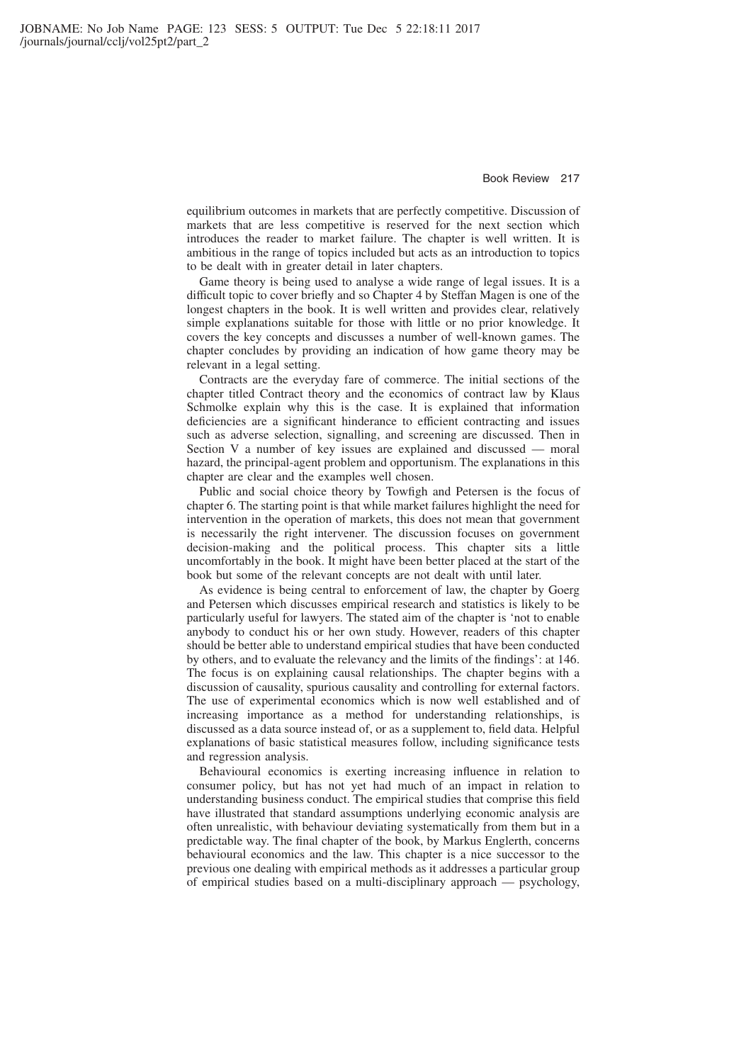equilibrium outcomes in markets that are perfectly competitive. Discussion of markets that are less competitive is reserved for the next section which introduces the reader to market failure. The chapter is well written. It is ambitious in the range of topics included but acts as an introduction to topics to be dealt with in greater detail in later chapters.

Game theory is being used to analyse a wide range of legal issues. It is a difficult topic to cover briefly and so Chapter 4 by Steffan Magen is one of the longest chapters in the book. It is well written and provides clear, relatively simple explanations suitable for those with little or no prior knowledge. It covers the key concepts and discusses a number of well-known games. The chapter concludes by providing an indication of how game theory may be relevant in a legal setting.

Contracts are the everyday fare of commerce. The initial sections of the chapter titled Contract theory and the economics of contract law by Klaus Schmolke explain why this is the case. It is explained that information deficiencies are a significant hinderance to efficient contracting and issues such as adverse selection, signalling, and screening are discussed. Then in Section V a number of key issues are explained and discussed — moral hazard, the principal-agent problem and opportunism. The explanations in this chapter are clear and the examples well chosen.

Public and social choice theory by Towfigh and Petersen is the focus of chapter 6. The starting point is that while market failures highlight the need for intervention in the operation of markets, this does not mean that government is necessarily the right intervener. The discussion focuses on government decision-making and the political process. This chapter sits a little uncomfortably in the book. It might have been better placed at the start of the book but some of the relevant concepts are not dealt with until later.

As evidence is being central to enforcement of law, the chapter by Goerg and Petersen which discusses empirical research and statistics is likely to be particularly useful for lawyers. The stated aim of the chapter is 'not to enable anybody to conduct his or her own study. However, readers of this chapter should be better able to understand empirical studies that have been conducted by others, and to evaluate the relevancy and the limits of the findings': at 146. The focus is on explaining causal relationships. The chapter begins with a discussion of causality, spurious causality and controlling for external factors. The use of experimental economics which is now well established and of increasing importance as a method for understanding relationships, is discussed as a data source instead of, or as a supplement to, field data. Helpful explanations of basic statistical measures follow, including significance tests and regression analysis.

Behavioural economics is exerting increasing influence in relation to consumer policy, but has not yet had much of an impact in relation to understanding business conduct. The empirical studies that comprise this field have illustrated that standard assumptions underlying economic analysis are often unrealistic, with behaviour deviating systematically from them but in a predictable way. The final chapter of the book, by Markus Englerth, concerns behavioural economics and the law. This chapter is a nice successor to the previous one dealing with empirical methods as it addresses a particular group of empirical studies based on a multi-disciplinary approach — psychology,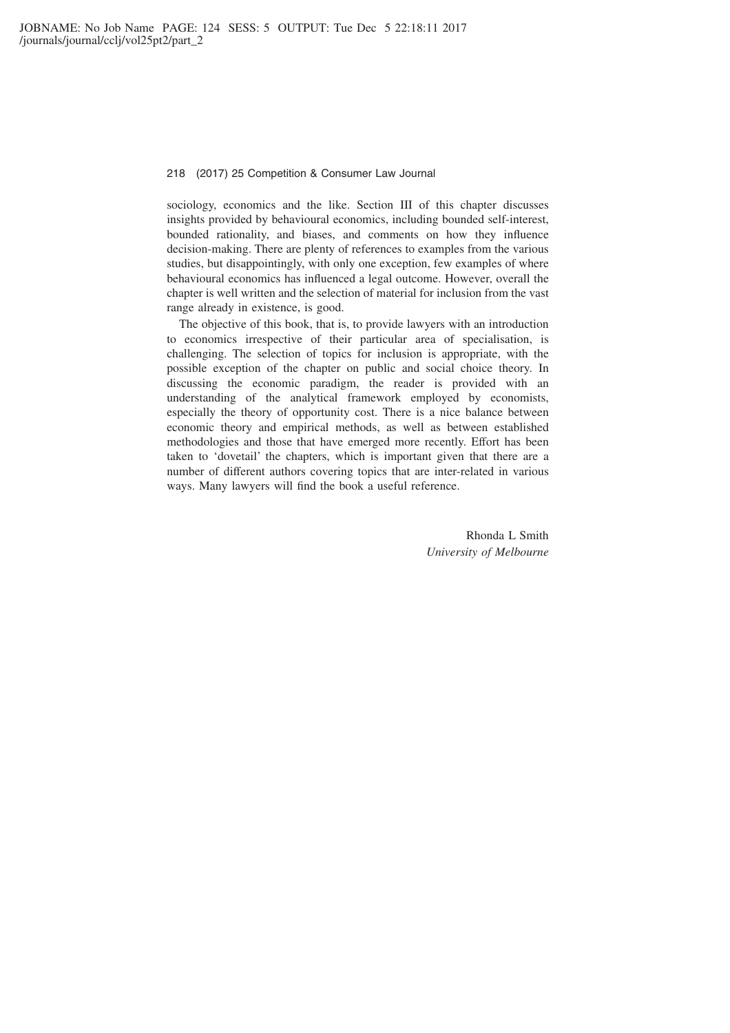sociology, economics and the like. Section III of this chapter discusses insights provided by behavioural economics, including bounded self-interest, bounded rationality, and biases, and comments on how they influence decision-making. There are plenty of references to examples from the various studies, but disappointingly, with only one exception, few examples of where behavioural economics has influenced a legal outcome. However, overall the chapter is well written and the selection of material for inclusion from the vast range already in existence, is good.

The objective of this book, that is, to provide lawyers with an introduction to economics irrespective of their particular area of specialisation, is challenging. The selection of topics for inclusion is appropriate, with the possible exception of the chapter on public and social choice theory. In discussing the economic paradigm, the reader is provided with an understanding of the analytical framework employed by economists, especially the theory of opportunity cost. There is a nice balance between economic theory and empirical methods, as well as between established methodologies and those that have emerged more recently. Effort has been taken to 'dovetail' the chapters, which is important given that there are a number of different authors covering topics that are inter-related in various ways. Many lawyers will find the book a useful reference.

Rhonda L Smith
*University of Melbourne*